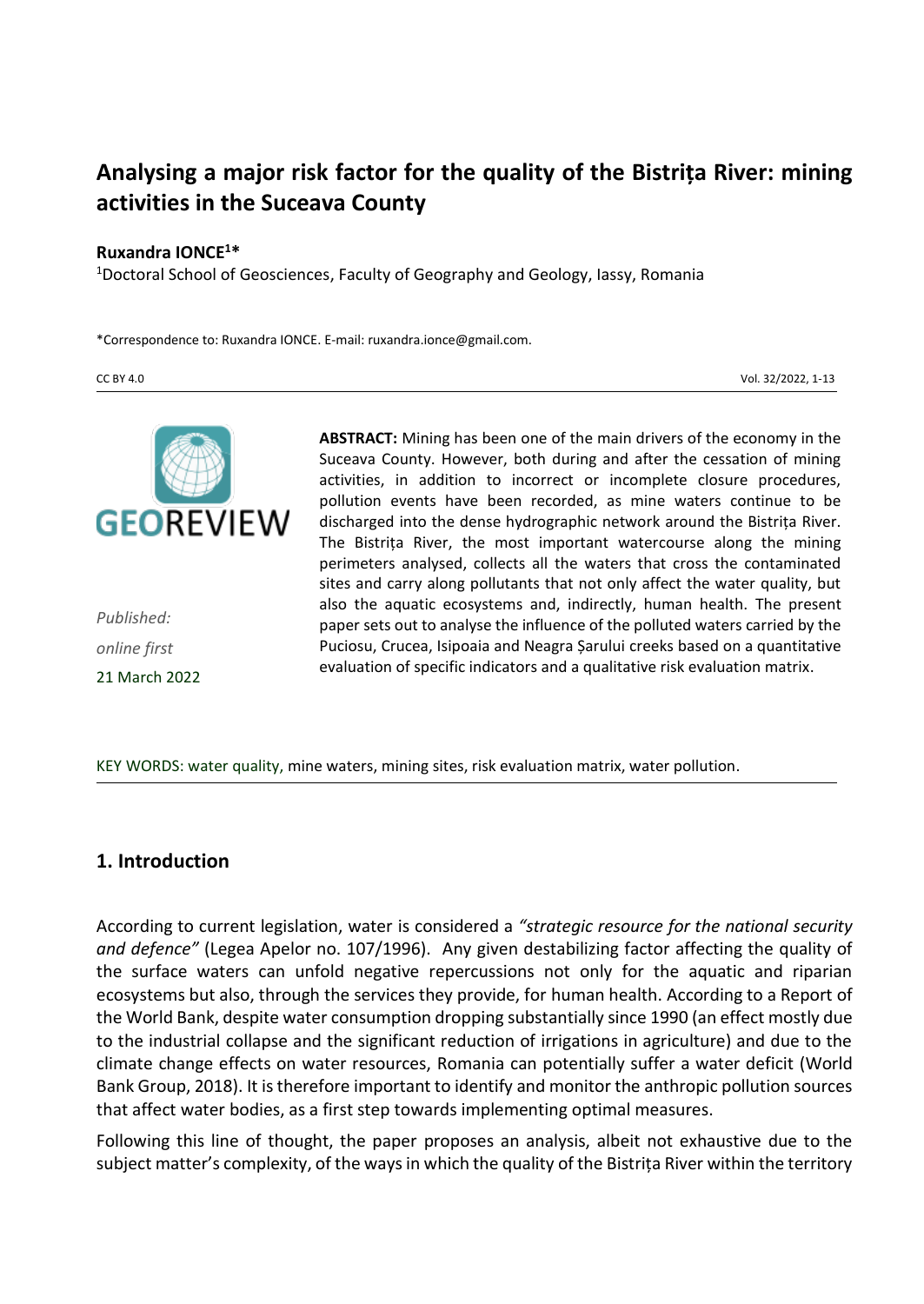# Analysing a major risk factor for the quality of the Bistrița River: mining activities in the Suceava County

**Ruxandra IONCE[1]***

[1]Doctoral School of Geosciences, Faculty of Geography and Geology, Iassy, Romania

*Correspondence to: Ruxandra IONCE. E-mail: ruxandra.ionce@gmail.com.

CC BY 4.0

*Published:*

*online first*

21 March 2022

**ABSTRACT:** Mining has been one of the main drivers of the economy in the Suceava County. However, both during and after the cessation of mining activities, in addition to incorrect or incomplete closure procedures, pollution events have been recorded, as mine waters continue to be discharged into the dense hydrographic network around the Bistrița River. The Bistrița River, the most important watercourse along the mining perimeters analysed, collects all the waters that cross the contaminated sites and carry along pollutants that not only affect the water quality, but also the aquatic ecosystems and, indirectly, human health. The present paper sets out to analyse the influence of the polluted waters carried by the Puciosu, Crucea, Isipoaia and Neagra Șarului creeks based on a quantitative evaluation of specific indicators and a qualitative risk evaluation matrix.

KEY WORDS: water quality, mine waters, mining sites, risk evaluation matrix, water pollution.

## 1. Introduction

According to current legislation, water is considered a *"strategic resource for the national security and defence"* (Legea Apelor no. 107/1996). Any given destabilizing factor affecting the quality of the surface waters can unfold negative repercussions not only for the aquatic and riparian ecosystems but also, through the services they provide, for human health. According to a Report of the World Bank, despite water consumption dropping substantially since 1990 (an effect mostly due to the industrial collapse and the significant reduction of irrigations in agriculture) and due to the climate change effects on water resources, Romania can potentially suffer a water deficit (World Bank Group, 2018). It is therefore important to identify and monitor the anthropic pollution sources that affect water bodies, as a first step towards implementing optimal measures.

Following this line of thought, the paper proposes an analysis, albeit not exhaustive due to the subject matter's complexity, of the ways in which the quality of the Bistrița River within the territory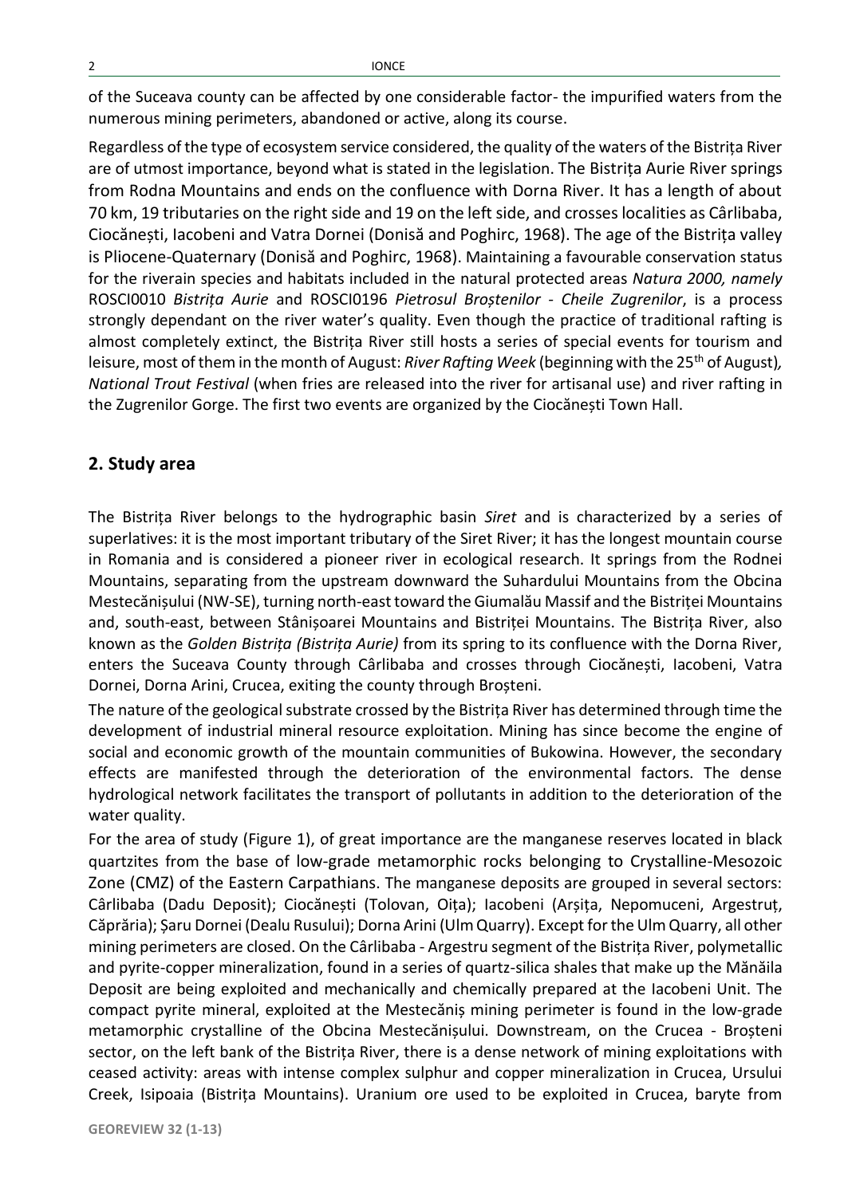of the Suceava county can be affected by one considerable factor- the impurified waters from the numerous mining perimeters, abandoned or active, along its course.

Regardless of the type of ecosystem service considered, the quality of the waters of the Bistrița River are of utmost importance, beyond what is stated in the legislation. The Bistrița Aurie River springs from Rodna Mountains and ends on the confluence with Dorna River. It has a length of about 70 km, 19 tributaries on the right side and 19 on the left side, and crosses localities as Cârlibaba, Ciocănești, Iacobeni and Vatra Dornei (Donisă and Poghirc, 1968). The age of the Bistrița valley is Pliocene-Quaternary (Donisă and Poghirc, 1968). Maintaining a favourable conservation status for the riverain species and habitats included in the natural protected areas *Natura 2000, namely* ROSCI0010 *Bistrița Aurie* and ROSCI0196 *Pietrosul Broștenilor* - *Cheile Zugrenilor*, is a process strongly dependant on the river water's quality. Even though the practice of traditional rafting is almost completely extinct, the Bistrița River still hosts a series of special events for tourism and leisure, most of them in the month of August: *River Rafting Week* (beginning with the 25th of August)*, National Trout Festival* (when fries are released into the river for artisanal use) and river rafting in the Zugrenilor Gorge. The first two events are organized by the Ciocănești Town Hall.

## 2. Study area

The Bistrița River belongs to the hydrographic basin *Siret* and is characterized by a series of superlatives: it is the most important tributary of the Siret River; it has the longest mountain course in Romania and is considered a pioneer river in ecological research. It springs from the Rodnei Mountains, separating from the upstream downward the Suhardului Mountains from the Obcina Mestecănișului (NW-SE), turning north-east toward the Giumalău Massif and the Bistriței Mountains and, south-east, between Stânișoarei Mountains and Bistriței Mountains. The Bistrița River, also known as the *Golden Bistrița (Bistrița Aurie)* from its spring to its confluence with the Dorna River, enters the Suceava County through Cârlibaba and crosses through Ciocănești, Iacobeni, Vatra Dornei, Dorna Arini, Crucea, exiting the county through Broșteni.

The nature of the geological substrate crossed by the Bistrița River has determined through time the development of industrial mineral resource exploitation. Mining has since become the engine of social and economic growth of the mountain communities of Bukowina. However, the secondary effects are manifested through the deterioration of the environmental factors. The dense hydrological network facilitates the transport of pollutants in addition to the deterioration of the water quality.

For the area of study (Figure 1), of great importance are the manganese reserves located in black quartzites from the base of low-grade metamorphic rocks belonging to Crystalline-Mesozoic Zone (CMZ) of the Eastern Carpathians. The manganese deposits are grouped in several sectors: Cârlibaba (Dadu Deposit); Ciocănești (Tolovan, Oița); Iacobeni (Arșița, Nepomuceni, Argestruț, Căprăria); Șaru Dornei (Dealu Rusului); Dorna Arini (Ulm Quarry). Except for the Ulm Quarry, all other mining perimeters are closed. On the Cârlibaba - Argestru segment of the Bistrița River, polymetallic and pyrite-copper mineralization, found in a series of quartz-silica shales that make up the Mănăila Deposit are being exploited and mechanically and chemically prepared at the Iacobeni Unit. The compact pyrite mineral, exploited at the Mestecăniș mining perimeter is found in the low-grade metamorphic crystalline of the Obcina Mestecănișului. Downstream, on the Crucea - Broșteni sector, on the left bank of the Bistrița River, there is a dense network of mining exploitations with ceased activity: areas with intense complex sulphur and copper mineralization in Crucea, Ursului Creek, Isipoaia (Bistrița Mountains). Uranium ore used to be exploited in Crucea, baryte from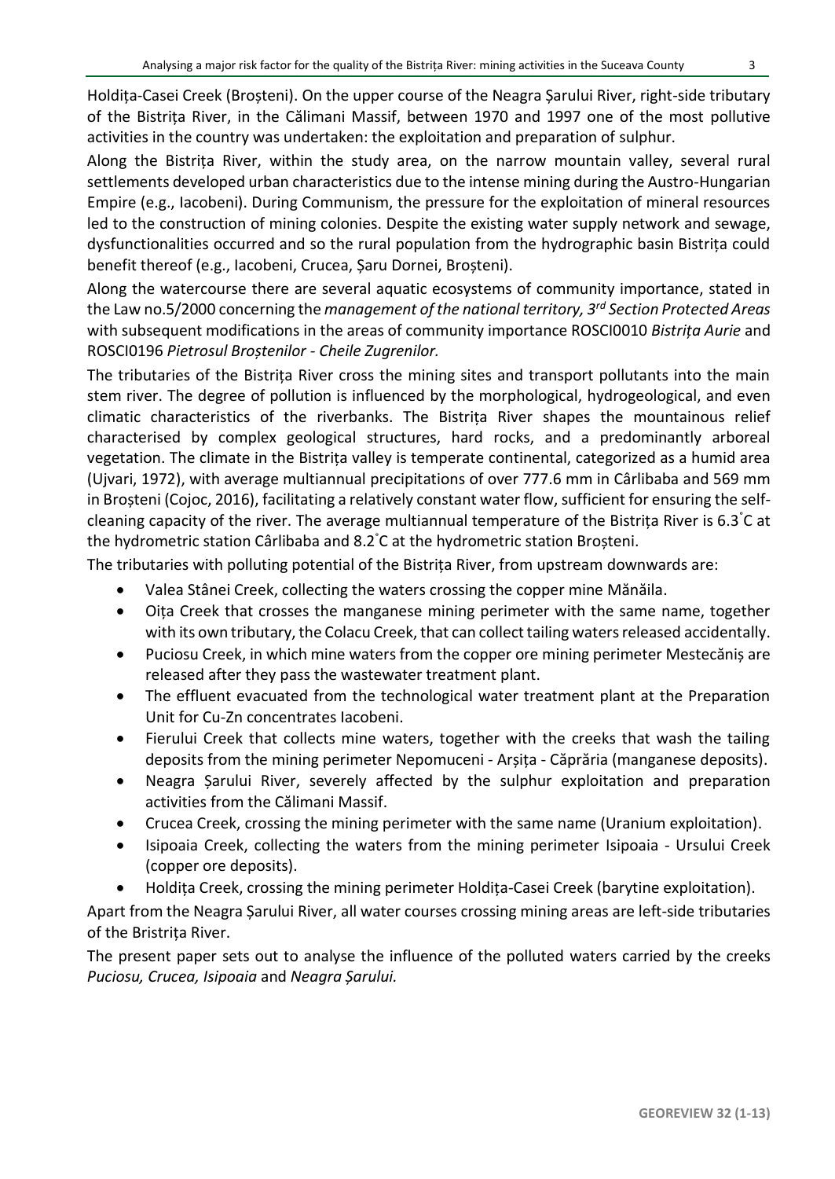Holdița-Casei Creek (Broșteni). On the upper course of the Neagra Șarului River, right-side tributary of the Bistrița River, in the Călimani Massif, between 1970 and 1997 one of the most pollutive activities in the country was undertaken: the exploitation and preparation of sulphur.

Along the Bistrița River, within the study area, on the narrow mountain valley, several rural settlements developed urban characteristics due to the intense mining during the Austro-Hungarian Empire (e.g., Iacobeni). During Communism, the pressure for the exploitation of mineral resources led to the construction of mining colonies. Despite the existing water supply network and sewage, dysfunctionalities occurred and so the rural population from the hydrographic basin Bistrița could benefit thereof (e.g., Iacobeni, Crucea, Șaru Dornei, Broșteni).

Along the watercourse there are several aquatic ecosystems of community importance, stated in the Law no.5/2000 concerning the *management of the national territory, 3rd Section Protected Areas* with subsequent modifications in the areas of community importance ROSCI0010 *Bistrița Aurie* and ROSCI0196 *Pietrosul Broștenilor - Cheile Zugrenilor.*

The tributaries of the Bistrița River cross the mining sites and transport pollutants into the main stem river. The degree of pollution is influenced by the morphological, hydrogeological, and even climatic characteristics of the riverbanks. The Bistrița River shapes the mountainous relief characterised by complex geological structures, hard rocks, and a predominantly arboreal vegetation. The climate in the Bistrița valley is temperate continental, categorized as a humid area (Ujvari, 1972), with average multiannual precipitations of over 777.6 mm in Cârlibaba and 569 mm in Broșteni (Cojoc, 2016), facilitating a relatively constant water flow, sufficient for ensuring the self-cleaning capacity of the river. The average multiannual temperature of the Bistrița River is 6.3˚C at the hydrometric station Cârlibaba and 8.2˚C at the hydrometric station Broșteni.

The tributaries with polluting potential of the Bistrița River, from upstream downwards are:

- Valea Stânei Creek, collecting the waters crossing the copper mine Mănăila.
- Oița Creek that crosses the manganese mining perimeter with the same name, together with its own tributary, the Colacu Creek, that can collect tailing waters released accidentally.
- Puciosu Creek, in which mine waters from the copper ore mining perimeter Mestecăniș are released after they pass the wastewater treatment plant.
- The effluent evacuated from the technological water treatment plant at the Preparation Unit for Cu-Zn concentrates Iacobeni.
- Fierului Creek that collects mine waters, together with the creeks that wash the tailing deposits from the mining perimeter Nepomuceni - Arșița - Căprăria (manganese deposits).
- Neagra Șarului River, severely affected by the sulphur exploitation and preparation activities from the Călimani Massif.
- Crucea Creek, crossing the mining perimeter with the same name (Uranium exploitation).
- Isipoaia Creek, collecting the waters from the mining perimeter Isipoaia - Ursului Creek (copper ore deposits).
- Holdița Creek, crossing the mining perimeter Holdița-Casei Creek (barytine exploitation).

Apart from the Neagra Șarului River, all water courses crossing mining areas are left-side tributaries of the Bristrița River.

The present paper sets out to analyse the influence of the polluted waters carried by the creeks *Puciosu, Crucea, Isipoaia* and *Neagra Șarului.*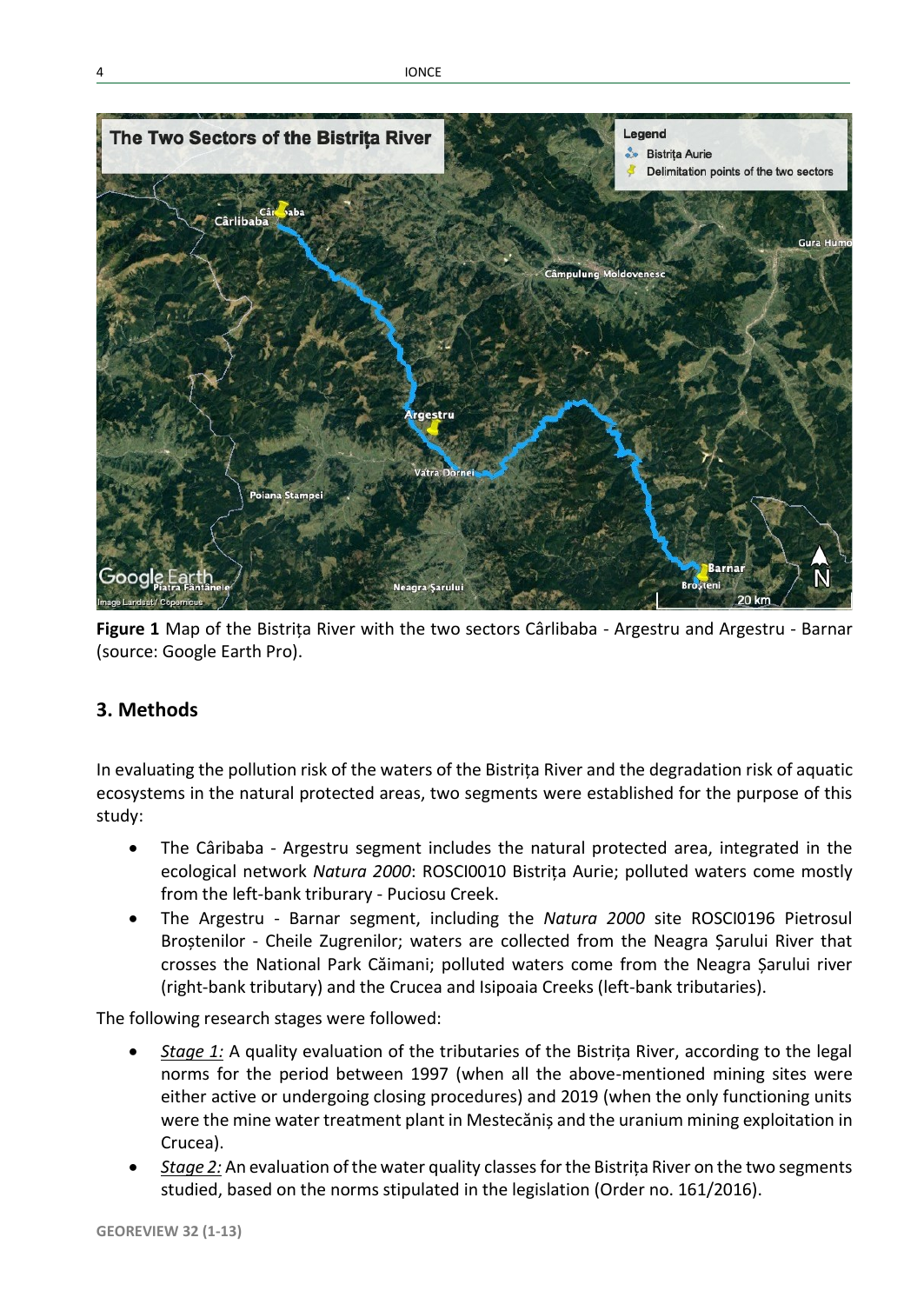**Figure 1** Map of the Bistrița River with the two sectors Cârlibaba - Argestru and Argestru - Barnar (source: Google Earth Pro).

## 3. Methods

In evaluating the pollution risk of the waters of the Bistrița River and the degradation risk of aquatic ecosystems in the natural protected areas, two segments were established for the purpose of this study:

- The Câribaba - Argestru segment includes the natural protected area, integrated in the ecological network *Natura 2000*: ROSCI0010 Bistrița Aurie; polluted waters come mostly from the left-bank triburary - Puciosu Creek.
- The Argestru - Barnar segment, including the *Natura 2000* site ROSCI0196 Pietrosul Broștenilor - Cheile Zugrenilor; waters are collected from the Neagra Șarului River that crosses the National Park Căimani; polluted waters come from the Neagra Șarului river (right-bank tributary) and the Crucea and Isipoaia Creeks (left-bank tributaries).

The following research stages were followed:

- *Stage 1:* A quality evaluation of the tributaries of the Bistrița River, according to the legal norms for the period between 1997 (when all the above-mentioned mining sites were either active or undergoing closing procedures) and 2019 (when the only functioning units were the mine water treatment plant in Mestecăniș and the uranium mining exploitation in Crucea).
- *Stage 2:* An evaluation of the water quality classes for the Bistrița River on the two segments studied, based on the norms stipulated in the legislation (Order no. 161/2016).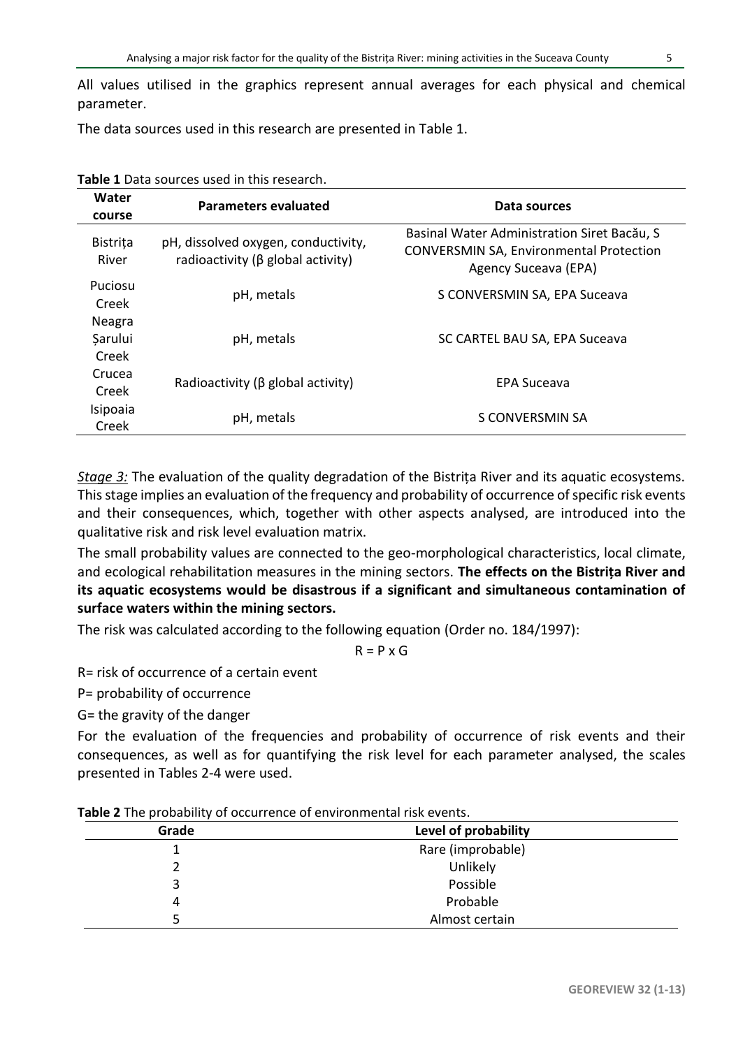All values utilised in the graphics represent annual averages for each physical and chemical parameter.

The data sources used in this research are presented in Table 1.

**Table 1** Data sources used in this research.

| Water course | Parameters evaluated | Data sources |
|---|---|---|
| Bistrița River | pH, dissolved oxygen, conductivity, radioactivity (β global activity) | Basinal Water Administration Siret Bacău, S CONVERSMIN SA, Environmental Protection Agency Suceava (EPA) |
| Puciosu Creek | pH, metals | S CONVERSMIN SA, EPA Suceava |
| Neagra Șarului Creek | pH, metals | SC CARTEL BAU SA, EPA Suceava |
| Crucea Creek | Radioactivity (β global activity) | EPA Suceava |
| Isipoaia Creek | pH, metals | S CONVERSMIN SA |

*Stage 3:* The evaluation of the quality degradation of the Bistrița River and its aquatic ecosystems. This stage implies an evaluation of the frequency and probability of occurrence of specific risk events and their consequences, which, together with other aspects analysed, are introduced into the qualitative risk and risk level evaluation matrix.

The small probability values are connected to the geo-morphological characteristics, local climate, and ecological rehabilitation measures in the mining sectors. **The effects on the Bistrița River and its aquatic ecosystems would be disastrous if a significant and simultaneous contamination of surface waters within the mining sectors.**

The risk was calculated according to the following equation (Order no. 184/1997):

$$R = P \times G$$

R= risk of occurrence of a certain event

P= probability of occurrence

G= the gravity of the danger

For the evaluation of the frequencies and probability of occurrence of risk events and their consequences, as well as for quantifying the risk level for each parameter analysed, the scales presented in Tables 2-4 were used.

**Table 2** The probability of occurrence of environmental risk events.

| Grade | Level of probability |
|---|---|
| 1 | Rare (improbable) |
| 2 | Unlikely |
| 3 | Possible |
| 4 | Probable |
| 5 | Almost certain |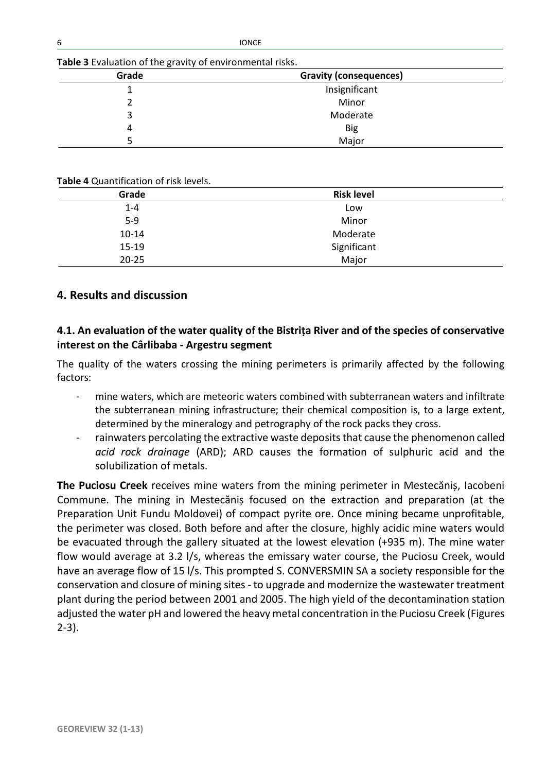**Table 3** Evaluation of the gravity of environmental risks.

| Grade | Gravity (consequences) |
| --- | --- |
| 1 | Insignificant |
| 2 | Minor |
| 3 | Moderate |
| 4 | Big |
| 5 | Major |

**Table 4** Quantification of risk levels.

| Grade | Risk level |
| --- | --- |
| 1-4 | Low |
| 5-9 | Minor |
| 10-14 | Moderate |
| 15-19 | Significant |
| 20-25 | Major |

## 4. Results and discussion

### 4.1. An evaluation of the water quality of the Bistrița River and of the species of conservative interest on the Cârlibaba - Argestru segment

The quality of the waters crossing the mining perimeters is primarily affected by the following factors:

- mine waters, which are meteoric waters combined with subterranean waters and infiltrate the subterranean mining infrastructure; their chemical composition is, to a large extent, determined by the mineralogy and petrography of the rock packs they cross.
- rainwaters percolating the extractive waste deposits that cause the phenomenon called *acid rock drainage* (ARD); ARD causes the formation of sulphuric acid and the solubilization of metals.

**The Puciosu Creek** receives mine waters from the mining perimeter in Mestecăniș, Iacobeni Commune. The mining in Mestecăniș focused on the extraction and preparation (at the Preparation Unit Fundu Moldovei) of compact pyrite ore. Once mining became unprofitable, the perimeter was closed. Both before and after the closure, highly acidic mine waters would be evacuated through the gallery situated at the lowest elevation (+935 m). The mine water flow would average at 3.2 l/s, whereas the emissary water course, the Puciosu Creek, would have an average flow of 15 l/s. This prompted S. CONVERSMIN SA a society responsible for the conservation and closure of mining sites - to upgrade and modernize the wastewater treatment plant during the period between 2001 and 2005. The high yield of the decontamination station adjusted the water pH and lowered the heavy metal concentration in the Puciosu Creek (Figures 2-3).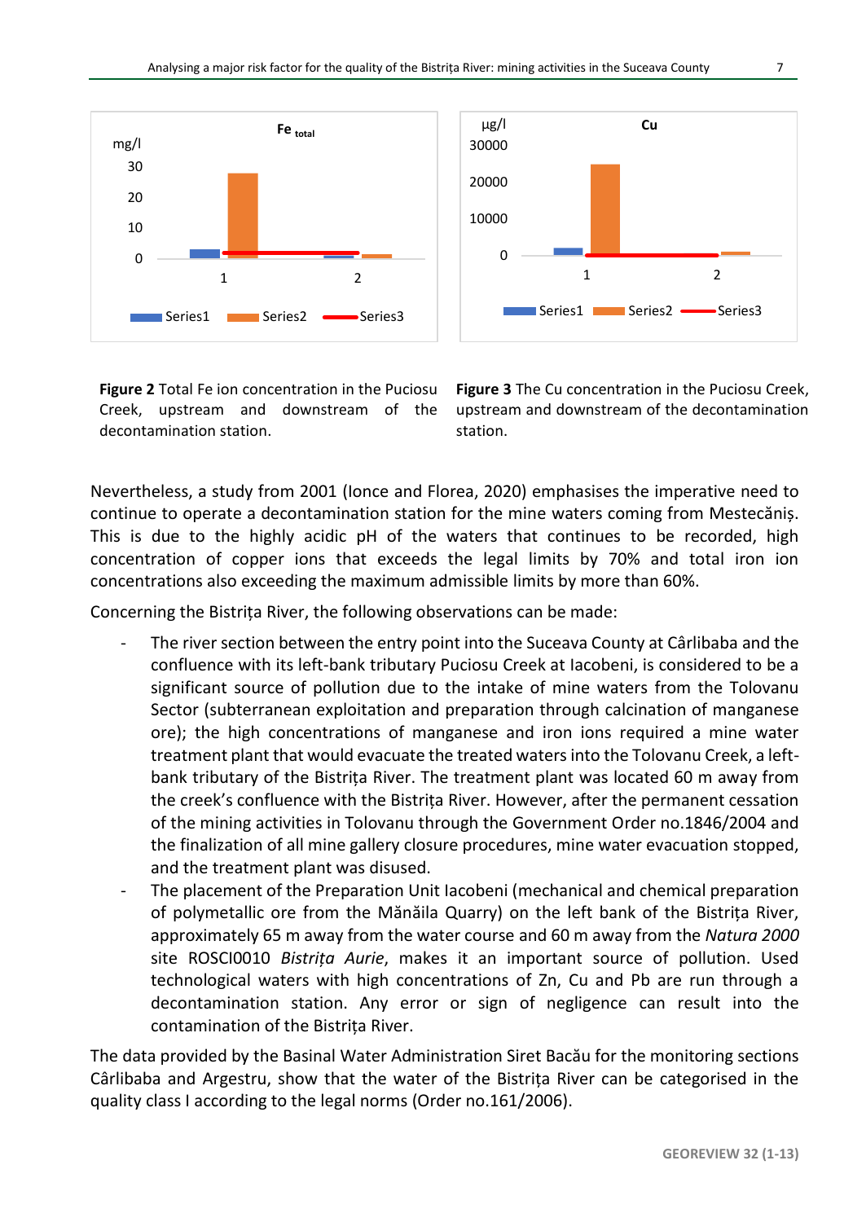**Figure 2** Total Fe ion concentration in the Puciosu Creek, upstream and downstream of the decontamination station.

**Figure 3** The Cu concentration in the Puciosu Creek, upstream and downstream of the decontamination station.

Nevertheless, a study from 2001 (Ionce and Florea, 2020) emphasises the imperative need to continue to operate a decontamination station for the mine waters coming from Mestecăniș. This is due to the highly acidic pH of the waters that continues to be recorded, high concentration of copper ions that exceeds the legal limits by 70% and total iron ion concentrations also exceeding the maximum admissible limits by more than 60%.

Concerning the Bistrița River, the following observations can be made:

- The river section between the entry point into the Suceava County at Cârlibaba and the confluence with its left-bank tributary Puciosu Creek at Iacobeni, is considered to be a significant source of pollution due to the intake of mine waters from the Tolovanu Sector (subterranean exploitation and preparation through calcination of manganese ore); the high concentrations of manganese and iron ions required a mine water treatment plant that would evacuate the treated waters into the Tolovanu Creek, a left-bank tributary of the Bistrița River. The treatment plant was located 60 m away from the creek's confluence with the Bistrița River. However, after the permanent cessation of the mining activities in Tolovanu through the Government Order no.1846/2004 and the finalization of all mine gallery closure procedures, mine water evacuation stopped, and the treatment plant was disused.
- The placement of the Preparation Unit Iacobeni (mechanical and chemical preparation of polymetallic ore from the Mănăila Quarry) on the left bank of the Bistrița River, approximately 65 m away from the water course and 60 m away from the *Natura 2000* site ROSCI0010 *Bistrița Aurie*, makes it an important source of pollution. Used technological waters with high concentrations of Zn, Cu and Pb are run through a decontamination station. Any error or sign of negligence can result into the contamination of the Bistrița River.

The data provided by the Basinal Water Administration Siret Bacău for the monitoring sections Cârlibaba and Argestru, show that the water of the Bistrița River can be categorised in the quality class I according to the legal norms (Order no.161/2006).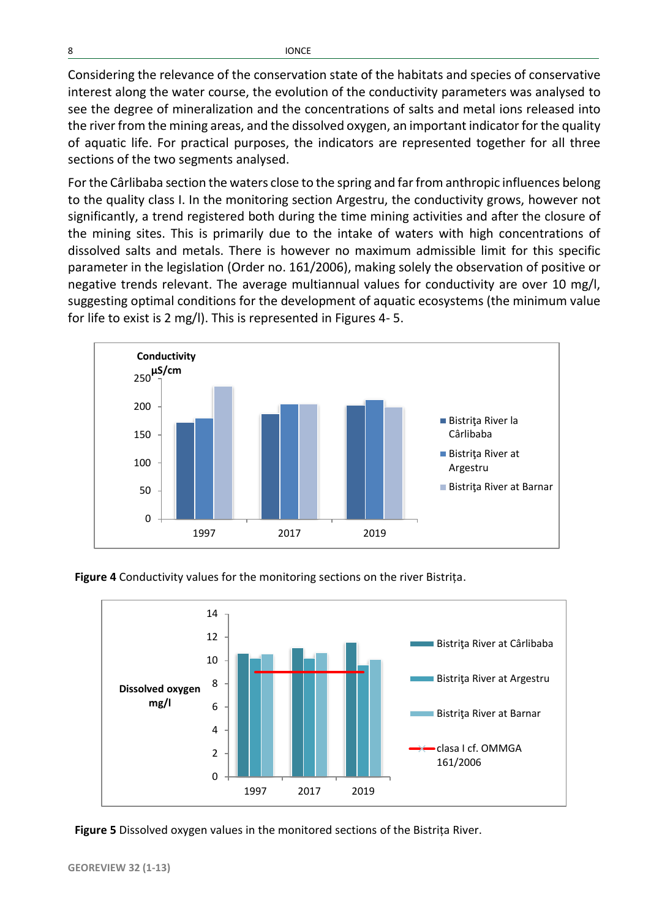Considering the relevance of the conservation state of the habitats and species of conservative interest along the water course, the evolution of the conductivity parameters was analysed to see the degree of mineralization and the concentrations of salts and metal ions released into the river from the mining areas, and the dissolved oxygen, an important indicator for the quality of aquatic life. For practical purposes, the indicators are represented together for all three sections of the two segments analysed.

For the Cârlibaba section the waters close to the spring and far from anthropic influences belong to the quality class I. In the monitoring section Argestru, the conductivity grows, however not significantly, a trend registered both during the time mining activities and after the closure of the mining sites. This is primarily due to the intake of waters with high concentrations of dissolved salts and metals. There is however no maximum admissible limit for this specific parameter in the legislation (Order no. 161/2006), making solely the observation of positive or negative trends relevant. The average multiannual values for conductivity are over 10 mg/l, suggesting optimal conditions for the development of aquatic ecosystems (the minimum value for life to exist is 2 mg/l). This is represented in Figures 4- 5.

**Figure 4** Conductivity values for the monitoring sections on the river Bistrița.

**Figure 5** Dissolved oxygen values in the monitored sections of the Bistrița River.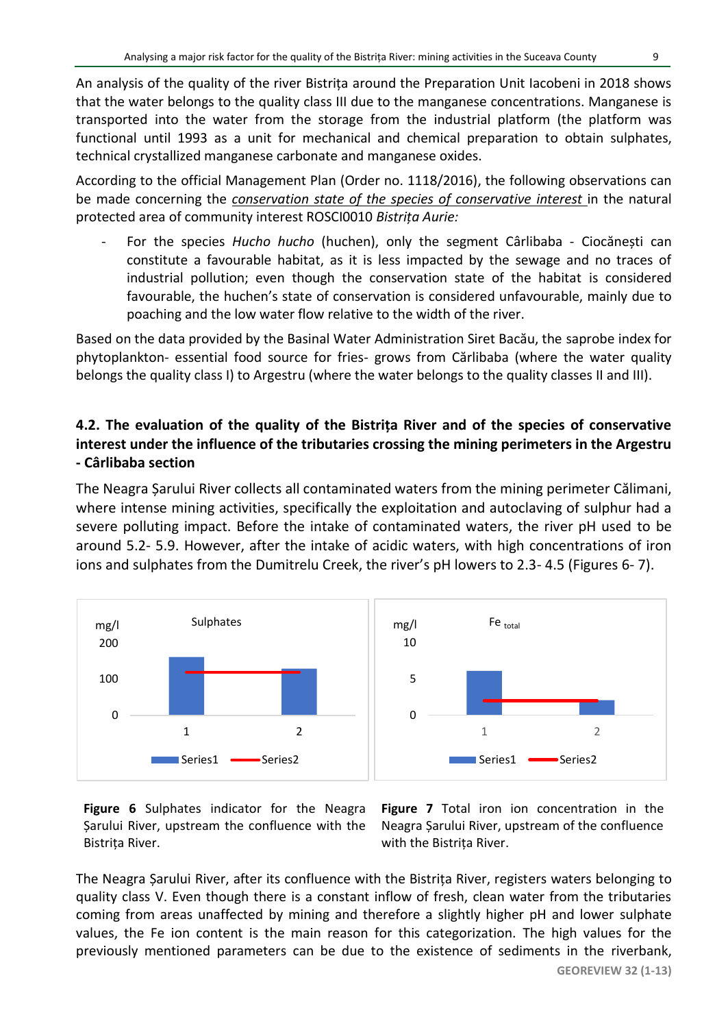An analysis of the quality of the river Bistrița around the Preparation Unit Iacobeni in 2018 shows that the water belongs to the quality class III due to the manganese concentrations. Manganese is transported into the water from the storage from the industrial platform (the platform was functional until 1993 as a unit for mechanical and chemical preparation to obtain sulphates, technical crystallized manganese carbonate and manganese oxides.

According to the official Management Plan (Order no. 1118/2016), the following observations can be made concerning the *conservation state of the species of conservative interest* in the natural protected area of community interest ROSCI0010 *Bistrița Aurie:*

- For the species *Hucho hucho* (huchen), only the segment Cârlibaba - Ciocănești can constitute a favourable habitat, as it is less impacted by the sewage and no traces of industrial pollution; even though the conservation state of the habitat is considered favourable, the huchen's state of conservation is considered unfavourable, mainly due to poaching and the low water flow relative to the width of the river.

Based on the data provided by the Basinal Water Administration Siret Bacău, the saprobe index for phytoplankton- essential food source for fries- grows from Cărlibaba (where the water quality belongs the quality class I) to Argestru (where the water belongs to the quality classes II and III).

### 4.2. The evaluation of the quality of the Bistrița River and of the species of conservative interest under the influence of the tributaries crossing the mining perimeters in the Argestru - Cârlibaba section

The Neagra Șarului River collects all contaminated waters from the mining perimeter Călimani, where intense mining activities, specifically the exploitation and autoclaving of sulphur had a severe polluting impact. Before the intake of contaminated waters, the river pH used to be around 5.2- 5.9. However, after the intake of acidic waters, with high concentrations of iron ions and sulphates from the Dumitrelu Creek, the river's pH lowers to 2.3- 4.5 (Figures 6- 7).

**Figure 6** Sulphates indicator for the Neagra Șarului River, upstream the confluence with the Bistrița River.

**Figure 7** Total iron ion concentration in the Neagra Șarului River, upstream of the confluence with the Bistrița River.

The Neagra Șarului River, after its confluence with the Bistrița River, registers waters belonging to quality class V. Even though there is a constant inflow of fresh, clean water from the tributaries coming from areas unaffected by mining and therefore a slightly higher pH and lower sulphate values, the Fe ion content is the main reason for this categorization. The high values for the previously mentioned parameters can be due to the existence of sediments in the riverbank,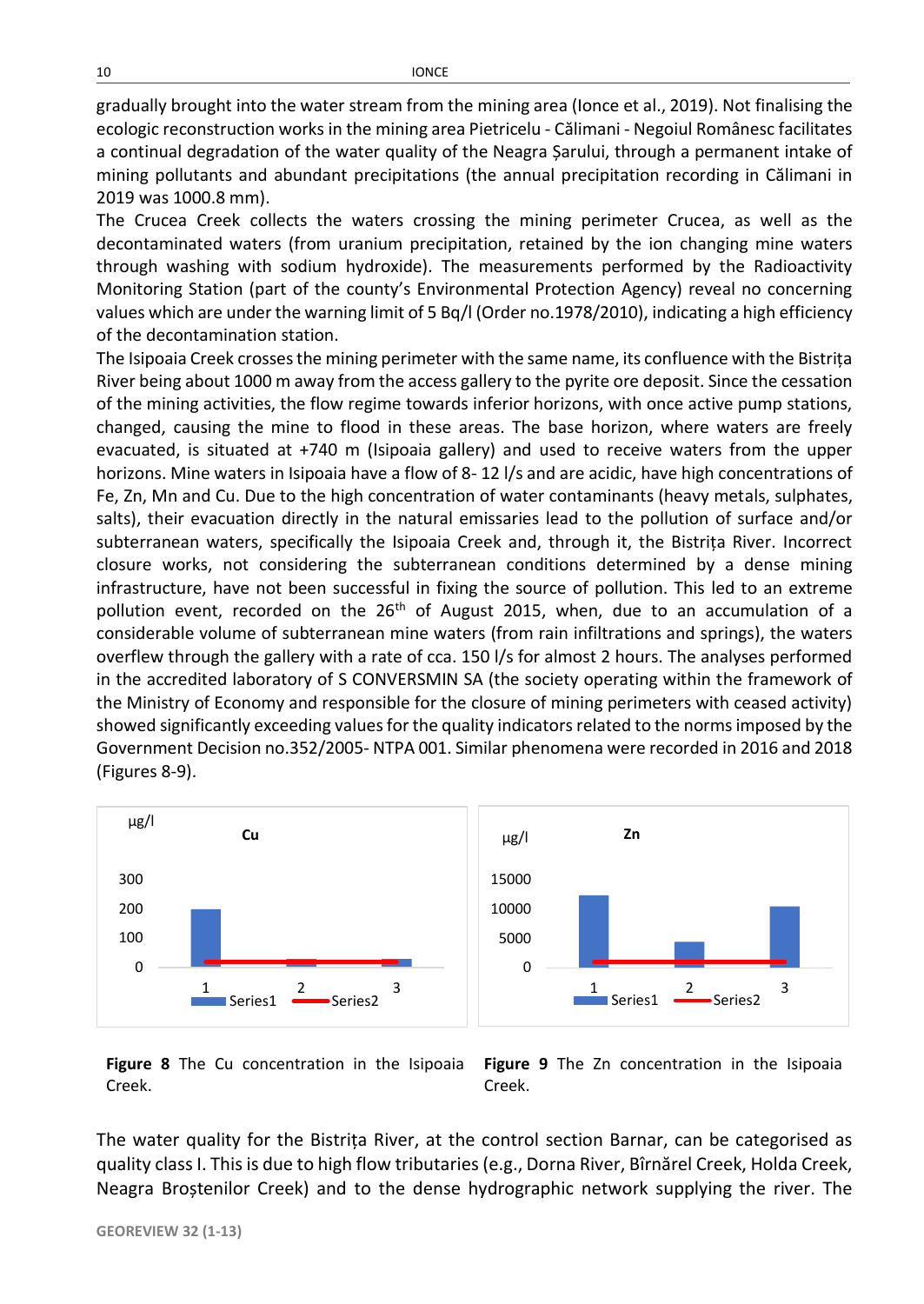gradually brought into the water stream from the mining area (Ionce et al., 2019). Not finalising the ecologic reconstruction works in the mining area Pietricelu - Călimani - Negoiul Românesc facilitates a continual degradation of the water quality of the Neagra Șarului, through a permanent intake of mining pollutants and abundant precipitations (the annual precipitation recording in Călimani in 2019 was 1000.8 mm).

The Crucea Creek collects the waters crossing the mining perimeter Crucea, as well as the decontaminated waters (from uranium precipitation, retained by the ion changing mine waters through washing with sodium hydroxide). The measurements performed by the Radioactivity Monitoring Station (part of the county's Environmental Protection Agency) reveal no concerning values which are under the warning limit of 5 Bq/l (Order no.1978/2010), indicating a high efficiency of the decontamination station.

The Isipoaia Creek crosses the mining perimeter with the same name, its confluence with the Bistrița River being about 1000 m away from the access gallery to the pyrite ore deposit. Since the cessation of the mining activities, the flow regime towards inferior horizons, with once active pump stations, changed, causing the mine to flood in these areas. The base horizon, where waters are freely evacuated, is situated at +740 m (Isipoaia gallery) and used to receive waters from the upper horizons. Mine waters in Isipoaia have a flow of 8- 12 l/s and are acidic, have high concentrations of Fe, Zn, Mn and Cu. Due to the high concentration of water contaminants (heavy metals, sulphates, salts), their evacuation directly in the natural emissaries lead to the pollution of surface and/or subterranean waters, specifically the Isipoaia Creek and, through it, the Bistrița River. Incorrect closure works, not considering the subterranean conditions determined by a dense mining infrastructure, have not been successful in fixing the source of pollution. This led to an extreme pollution event, recorded on the 26th of August 2015, when, due to an accumulation of a considerable volume of subterranean mine waters (from rain infiltrations and springs), the waters overflew through the gallery with a rate of cca. 150 l/s for almost 2 hours. The analyses performed in the accredited laboratory of S CONVERSMIN SA (the society operating within the framework of the Ministry of Economy and responsible for the closure of mining perimeters with ceased activity) showed significantly exceeding values for the quality indicators related to the norms imposed by the Government Decision no.352/2005- NTPA 001. Similar phenomena were recorded in 2016 and 2018 (Figures 8-9).

**Figure 8** The Cu concentration in the Isipoaia Creek.

**Figure 9** The Zn concentration in the Isipoaia Creek.

The water quality for the Bistrița River, at the control section Barnar, can be categorised as quality class I. This is due to high flow tributaries (e.g., Dorna River, Bîrnărel Creek, Holda Creek, Neagra Broștenilor Creek) and to the dense hydrographic network supplying the river. The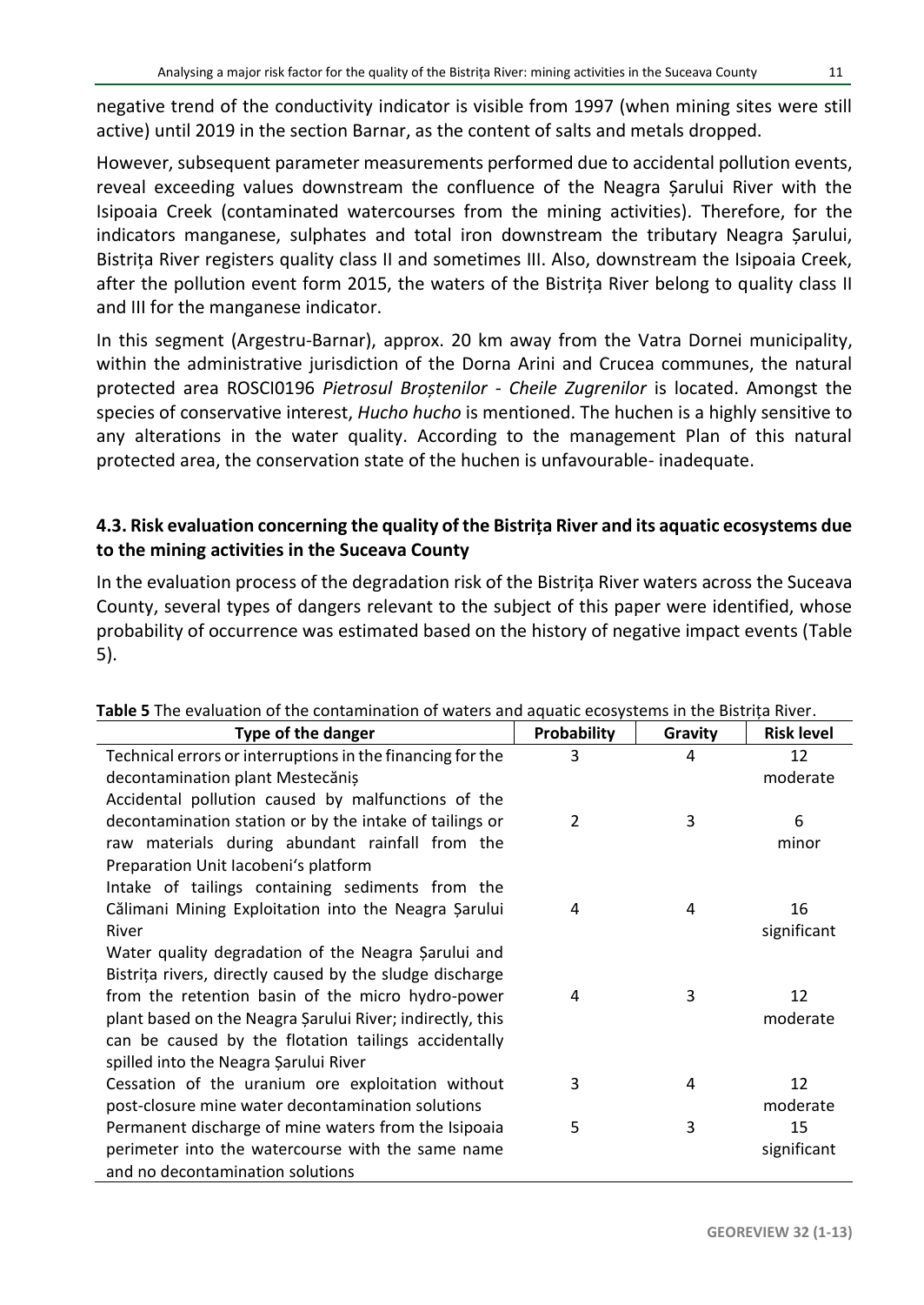negative trend of the conductivity indicator is visible from 1997 (when mining sites were still active) until 2019 in the section Barnar, as the content of salts and metals dropped.

However, subsequent parameter measurements performed due to accidental pollution events, reveal exceeding values downstream the confluence of the Neagra Șarului River with the Isipoaia Creek (contaminated watercourses from the mining activities). Therefore, for the indicators manganese, sulphates and total iron downstream the tributary Neagra Șarului, Bistrița River registers quality class II and sometimes III. Also, downstream the Isipoaia Creek, after the pollution event form 2015, the waters of the Bistrița River belong to quality class II and III for the manganese indicator.

In this segment (Argestru-Barnar), approx. 20 km away from the Vatra Dornei municipality, within the administrative jurisdiction of the Dorna Arini and Crucea communes, the natural protected area ROSCI0196 *Pietrosul Broștenilor - Cheile Zugrenilor* is located. Amongst the species of conservative interest, *Hucho hucho* is mentioned. The huchen is a highly sensitive to any alterations in the water quality. According to the management Plan of this natural protected area, the conservation state of the huchen is unfavourable- inadequate.

### 4.3. Risk evaluation concerning the quality of the Bistrița River and its aquatic ecosystems due to the mining activities in the Suceava County

In the evaluation process of the degradation risk of the Bistrița River waters across the Suceava County, several types of dangers relevant to the subject of this paper were identified, whose probability of occurrence was estimated based on the history of negative impact events (Table 5).

**Table 5** The evaluation of the contamination of waters and aquatic ecosystems in the Bistrița River.

| Type of the danger | Probability | Gravity | Risk level |
|---|---|---|---|
| Technical errors or interruptions in the financing for the decontamination plant Mestecăniș | 3 | 4 | 12 moderate |
| Accidental pollution caused by malfunctions of the decontamination station or by the intake of tailings or raw materials during abundant rainfall from the Preparation Unit Iacobeni's platform | 2 | 3 | 6 minor |
| Intake of tailings containing sediments from the Călimani Mining Exploitation into the Neagra Șarului River | 4 | 4 | 16 significant |
| Water quality degradation of the Neagra Șarului and Bistrița rivers, directly caused by the sludge discharge from the retention basin of the micro hydro-power plant based on the Neagra Șarului River; indirectly, this can be caused by the flotation tailings accidentally spilled into the Neagra Șarului River | 4 | 3 | 12 moderate |
| Cessation of the uranium ore exploitation without post-closure mine water decontamination solutions | 3 | 4 | 12 moderate |
| Permanent discharge of mine waters from the Isipoaia perimeter into the watercourse with the same name and no decontamination solutions | 5 | 3 | 15 significant |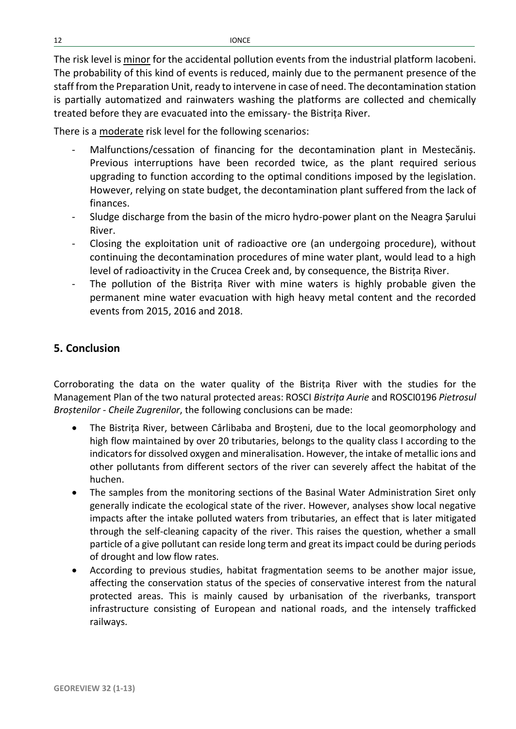The risk level is minor for the accidental pollution events from the industrial platform Iacobeni. The probability of this kind of events is reduced, mainly due to the permanent presence of the staff from the Preparation Unit, ready to intervene in case of need. The decontamination station is partially automatized and rainwaters washing the platforms are collected and chemically treated before they are evacuated into the emissary- the Bistrița River.

There is a moderate risk level for the following scenarios:

- Malfunctions/cessation of financing for the decontamination plant in Mestecăniș. Previous interruptions have been recorded twice, as the plant required serious upgrading to function according to the optimal conditions imposed by the legislation. However, relying on state budget, the decontamination plant suffered from the lack of finances.
- Sludge discharge from the basin of the micro hydro-power plant on the Neagra Șarului River.
- Closing the exploitation unit of radioactive ore (an undergoing procedure), without continuing the decontamination procedures of mine water plant, would lead to a high level of radioactivity in the Crucea Creek and, by consequence, the Bistrița River.
- The pollution of the Bistrița River with mine waters is highly probable given the permanent mine water evacuation with high heavy metal content and the recorded events from 2015, 2016 and 2018.

## 5. Conclusion

Corroborating the data on the water quality of the Bistrița River with the studies for the Management Plan of the two natural protected areas: ROSCI *Bistrița Aurie* and ROSCI0196 *Pietrosul Broștenilor - Cheile Zugrenilor*, the following conclusions can be made:

- The Bistrița River, between Cârlibaba and Broșteni, due to the local geomorphology and high flow maintained by over 20 tributaries, belongs to the quality class I according to the indicators for dissolved oxygen and mineralisation. However, the intake of metallic ions and other pollutants from different sectors of the river can severely affect the habitat of the huchen.
- The samples from the monitoring sections of the Basinal Water Administration Siret only generally indicate the ecological state of the river. However, analyses show local negative impacts after the intake polluted waters from tributaries, an effect that is later mitigated through the self-cleaning capacity of the river. This raises the question, whether a small particle of a give pollutant can reside long term and great its impact could be during periods of drought and low flow rates.
- According to previous studies, habitat fragmentation seems to be another major issue, affecting the conservation status of the species of conservative interest from the natural protected areas. This is mainly caused by urbanisation of the riverbanks, transport infrastructure consisting of European and national roads, and the intensely trafficked railways.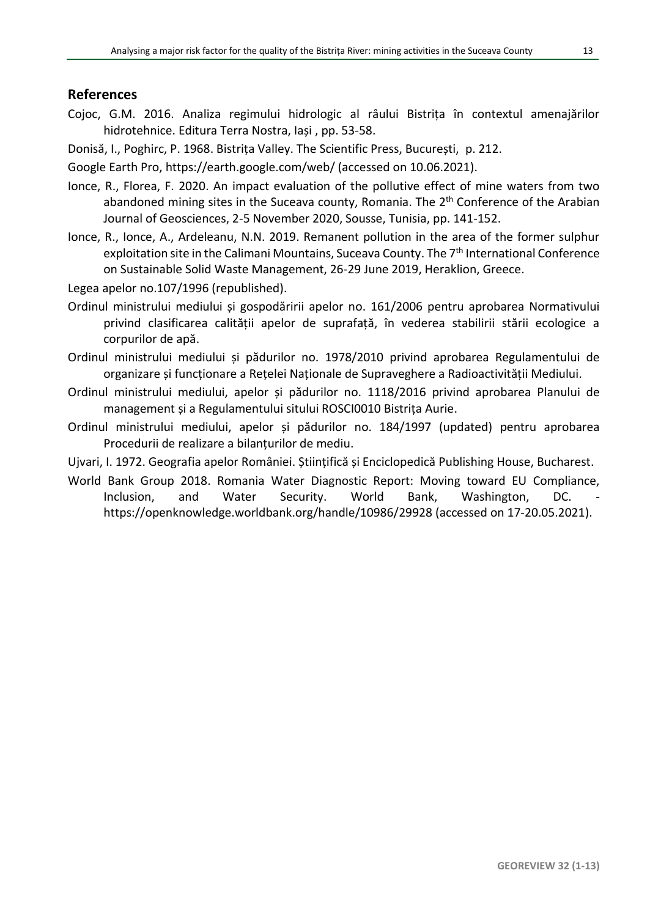## References

Cojoc, G.M. 2016. Analiza regimului hidrologic al râului Bistrița în contextul amenajărilor hidrotehnice. Editura Terra Nostra, Iași , pp. 53-58.

Donisă, I., Poghirc, P. 1968. Bistrița Valley. The Scientific Press, București, p. 212.

Google Earth Pro, https://earth.google.com/web/ (accessed on 10.06.2021).

Ionce, R., Florea, F. 2020. An impact evaluation of the pollutive effect of mine waters from two abandoned mining sites in the Suceava county, Romania. The 2th Conference of the Arabian Journal of Geosciences, 2-5 November 2020, Sousse, Tunisia, pp. 141-152.

Ionce, R., Ionce, A., Ardeleanu, N.N. 2019. Remanent pollution in the area of the former sulphur exploitation site in the Calimani Mountains, Suceava County. The 7th International Conference on Sustainable Solid Waste Management, 26-29 June 2019, Heraklion, Greece.

Legea apelor no.107/1996 (republished).

Ordinul ministrului mediului și gospodăririi apelor no. 161/2006 pentru aprobarea Normativului privind clasificarea calității apelor de suprafață, în vederea stabilirii stării ecologice a corpurilor de apă.

Ordinul ministrului mediului și pădurilor no. 1978/2010 privind aprobarea Regulamentului de organizare și funcționare a Rețelei Naționale de Supraveghere a Radioactivității Mediului.

Ordinul ministrului mediului, apelor și pădurilor no. 1118/2016 privind aprobarea Planului de management și a Regulamentului sitului ROSCI0010 Bistrița Aurie.

Ordinul ministrului mediului, apelor și pădurilor no. 184/1997 (updated) pentru aprobarea Procedurii de realizare a bilanțurilor de mediu.

Ujvari, I. 1972. Geografia apelor României. Științifică și Enciclopedică Publishing House, Bucharest.

World Bank Group 2018. Romania Water Diagnostic Report: Moving toward EU Compliance, Inclusion, and Water Security. World Bank, Washington, DC. - https://openknowledge.worldbank.org/handle/10986/29928 (accessed on 17-20.05.2021).